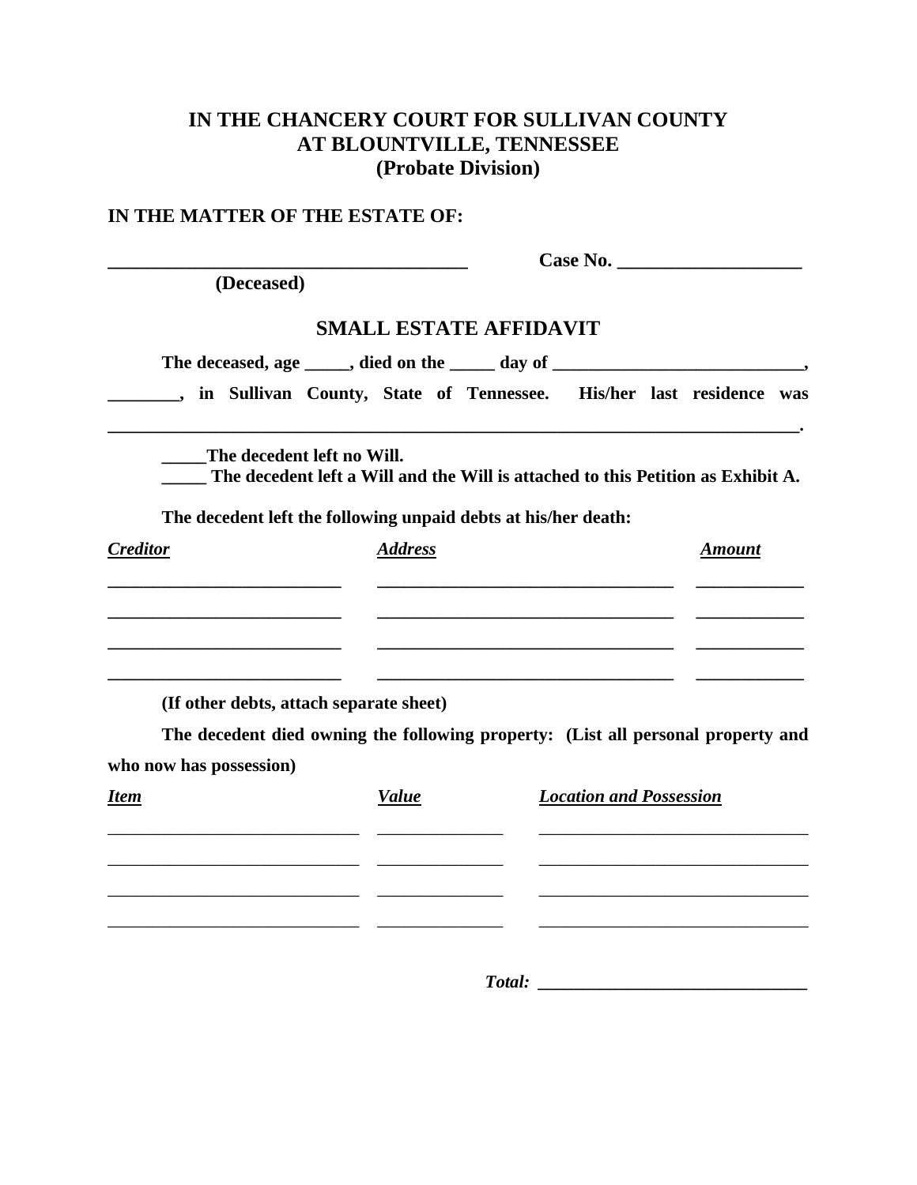**IN THE CHANCERY COURT FOR SULLIVAN COUNTY**
**AT BLOUNTVILLE, TENNESSEE**
**(Probate Division)**

**IN THE MATTER OF THE ESTATE OF:**

**______________________________________** **Case No. ____________________**
**(Deceased)**

## SMALL ESTATE AFFIDAVIT

**The deceased, age _____, died on the _____ day of ____________________________, ________, in Sullivan County, State of Tennessee. His/her last residence was ______________________________________________________________________________.**

**_____The decedent left no Will.**
**_____ The decedent left a Will and the Will is attached to this Petition as Exhibit A.**

**The decedent left the following unpaid debts at his/her death:**

| ***Creditor*** | ***Address*** | ***Amount*** |
|---|---|---|
| _________________________ | _________________________________ | ____________ |
| _________________________ | _________________________________ | ____________ |
| _________________________ | _________________________________ | ____________ |
| _________________________ | _________________________________ | ____________ |

**(If other debts, attach separate sheet)**

**The decedent died owning the following property: (List all personal property and who now has possession)**

| ***Item*** | ***Value*** | ***Location and Possession*** |
|---|---|---|
| ____________________________ | ______________ | ______________________________ |
| ____________________________ | ______________ | ______________________________ |
| ____________________________ | ______________ | ______________________________ |
| ____________________________ | ______________ | ______________________________ |

***Total:*** **______________________________**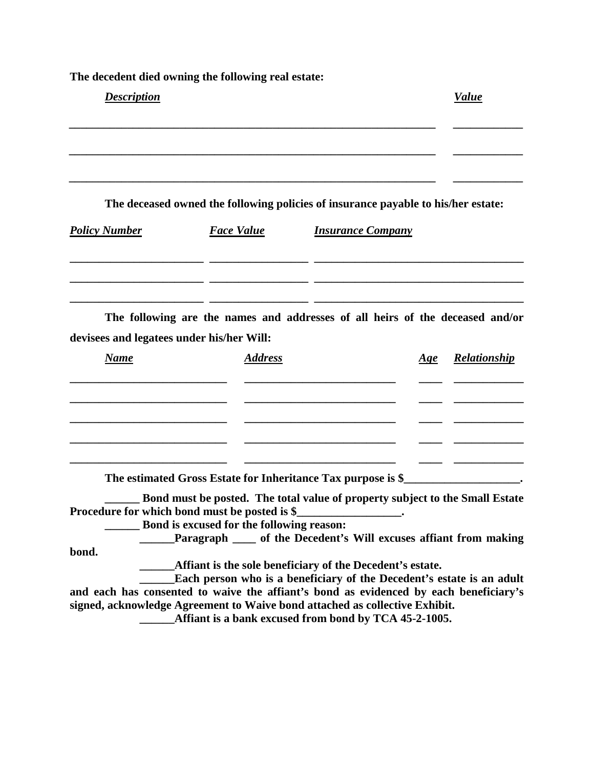**The decedent died owning the following real estate:**

| ***Description*** | ***Value*** |
|---|---|
| ______________________________________________ | ____________ |
| ______________________________________________ | ____________ |
| ______________________________________________ | ____________ |

**The deceased owned the following policies of insurance payable to his/her estate:**

| ***Policy Number*** | ***Face Value*** | ***Insurance Company*** |
|---|---|---|
| ______________________ | ________________ | ____________________________________ |
| ______________________ | ________________ | ____________________________________ |
| ______________________ | ________________ | ____________________________________ |

**The following are the names and addresses of all heirs of the deceased and/or devisees and legatees under his/her Will:**

| ***Name*** | ***Address*** | ***Age*** | ***Relationship*** |
|---|---|---|---|
| ___________________________ | __________________________ | ____ | ____________ |
| ___________________________ | __________________________ | ____ | ____________ |
| ___________________________ | __________________________ | ____ | ____________ |
| ___________________________ | __________________________ | ____ | ____________ |
| ___________________________ | __________________________ | ____ | ____________ |

**The estimated Gross Estate for Inheritance Tax purpose is $____________________.**

**______ Bond must be posted. The total value of property subject to the Small Estate Procedure for which bond must be posted is $__________________.**

**______ Bond is excused for the following reason:**

**______Paragraph ____ of the Decedent's Will excuses affiant from making bond.**

**______Affiant is the sole beneficiary of the Decedent's estate.**

**______Each person who is a beneficiary of the Decedent's estate is an adult and each has consented to waive the affiant's bond as evidenced by each beneficiary's signed, acknowledge Agreement to Waive bond attached as collective Exhibit.**

**______Affiant is a bank excused from bond by TCA 45-2-1005.**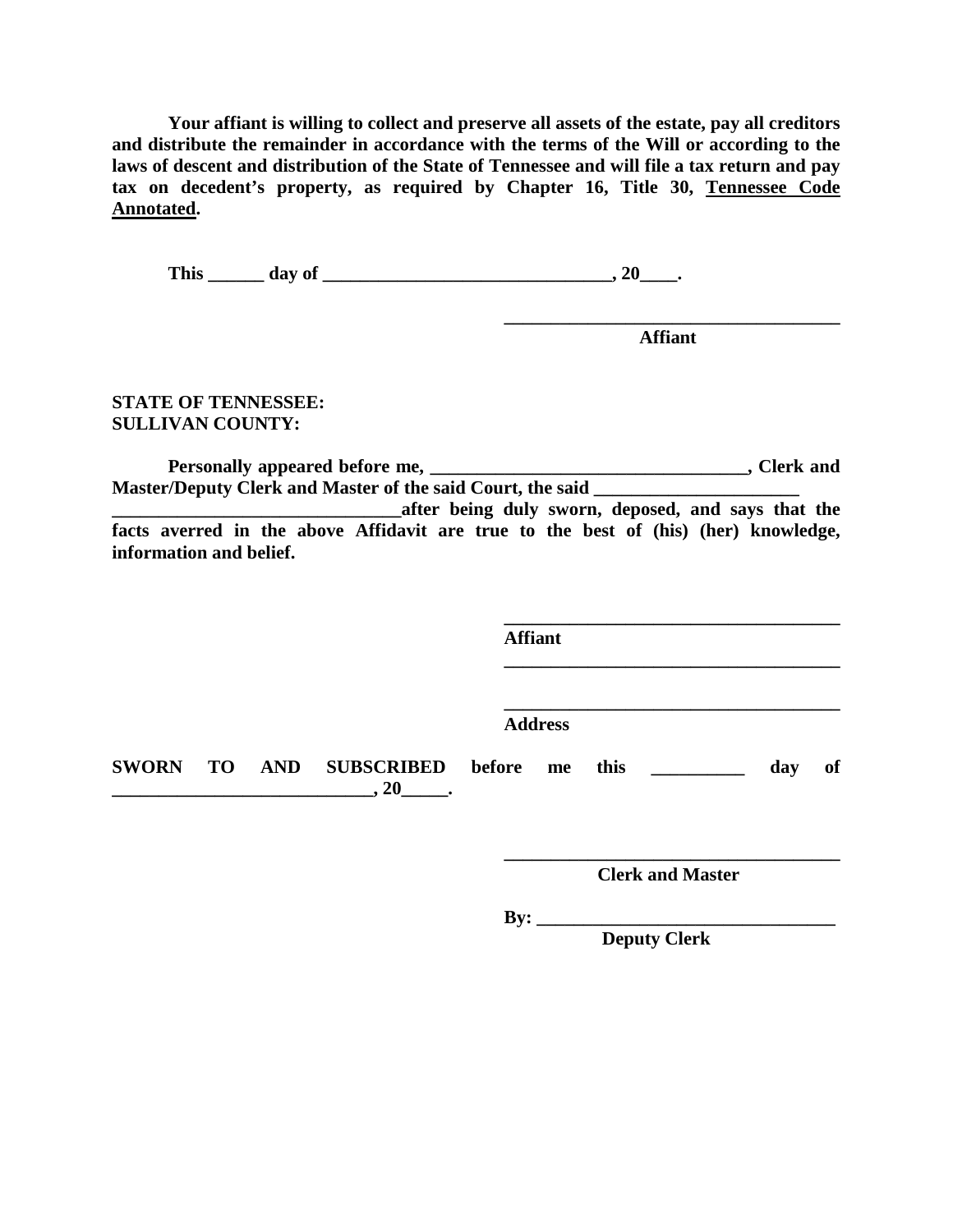**Your affiant is willing to collect and preserve all assets of the estate, pay all creditors and distribute the remainder in accordance with the terms of the Will or according to the laws of descent and distribution of the State of Tennessee and will file a tax return and pay tax on decedent's property, as required by Chapter 16, Title 30, <u>Tennessee Code Annotated</u>.**

**This ______ day of _______________________________, 20____.**

**_____________________________________**
**Affiant**

**STATE OF TENNESSEE:**
**SULLIVAN COUNTY:**

**Personally appeared before me, __________________________________, Clerk and Master/Deputy Clerk and Master of the said Court, the said ______________________ _______________________________after being duly sworn, deposed, and says that the facts averred in the above Affidavit are true to the best of (his) (her) knowledge, information and belief.**

**_____________________________________**
**Affiant**
**_____________________________________**

**_____________________________________**
**Address**

**SWORN TO AND SUBSCRIBED before me this __________ day of ____________________________, 20_____.**

**_____________________________________**
**Clerk and Master**

**By: ________________________________**
**Deputy Clerk**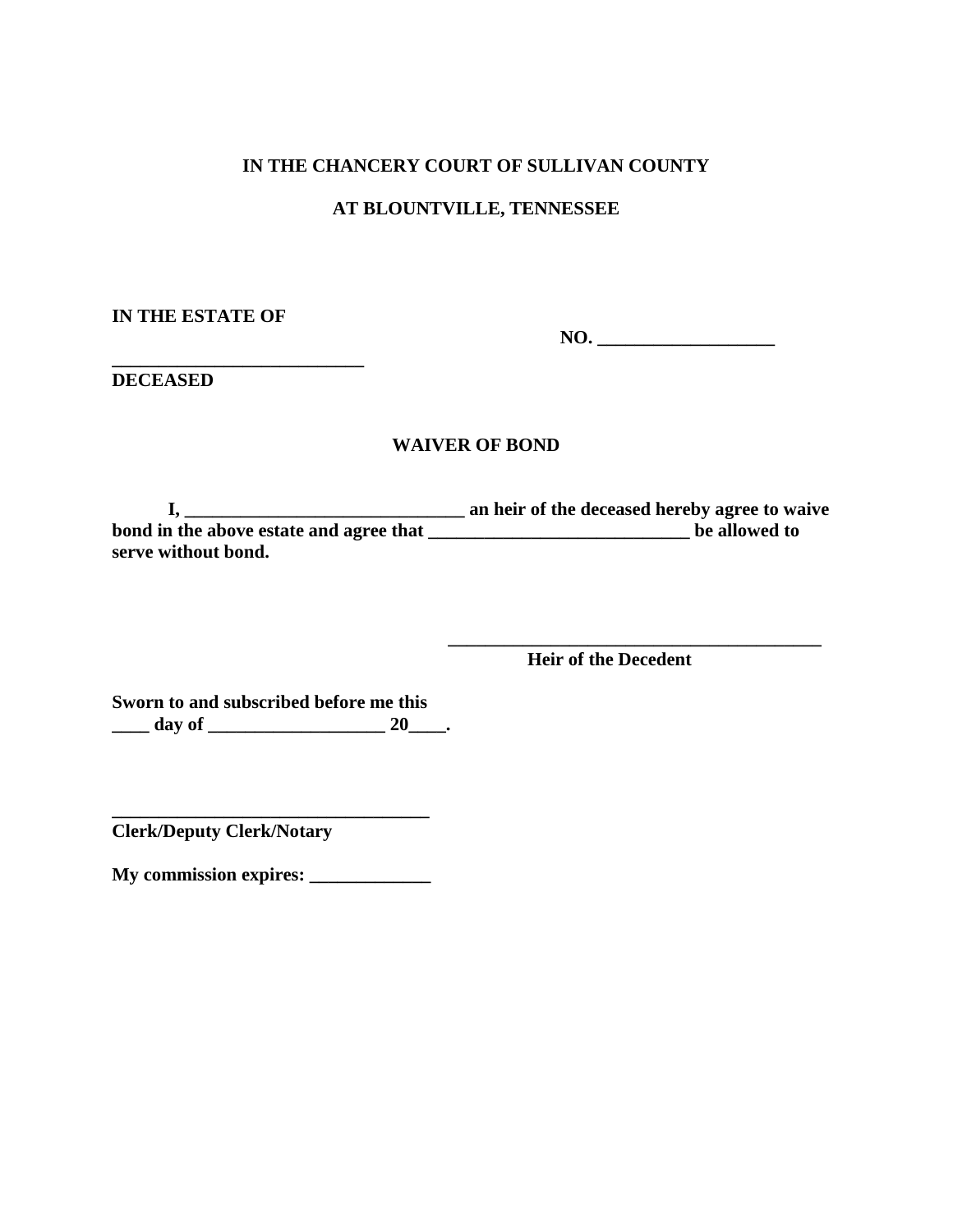**IN THE CHANCERY COURT OF SULLIVAN COUNTY**

**AT BLOUNTVILLE, TENNESSEE**

**IN THE ESTATE OF**

**NO. ___________________**

**___________________________**
**DECEASED**

**WAIVER OF BOND**

**I, ______________________________ an heir of the deceased hereby agree to waive bond in the above estate and agree that ____________________________ be allowed to serve without bond.**

**________________________________________**
**Heir of the Decedent**

**Sworn to and subscribed before me this**
**____ day of ___________________ 20____.**

**__________________________________**
**Clerk/Deputy Clerk/Notary**

**My commission expires: _____________**